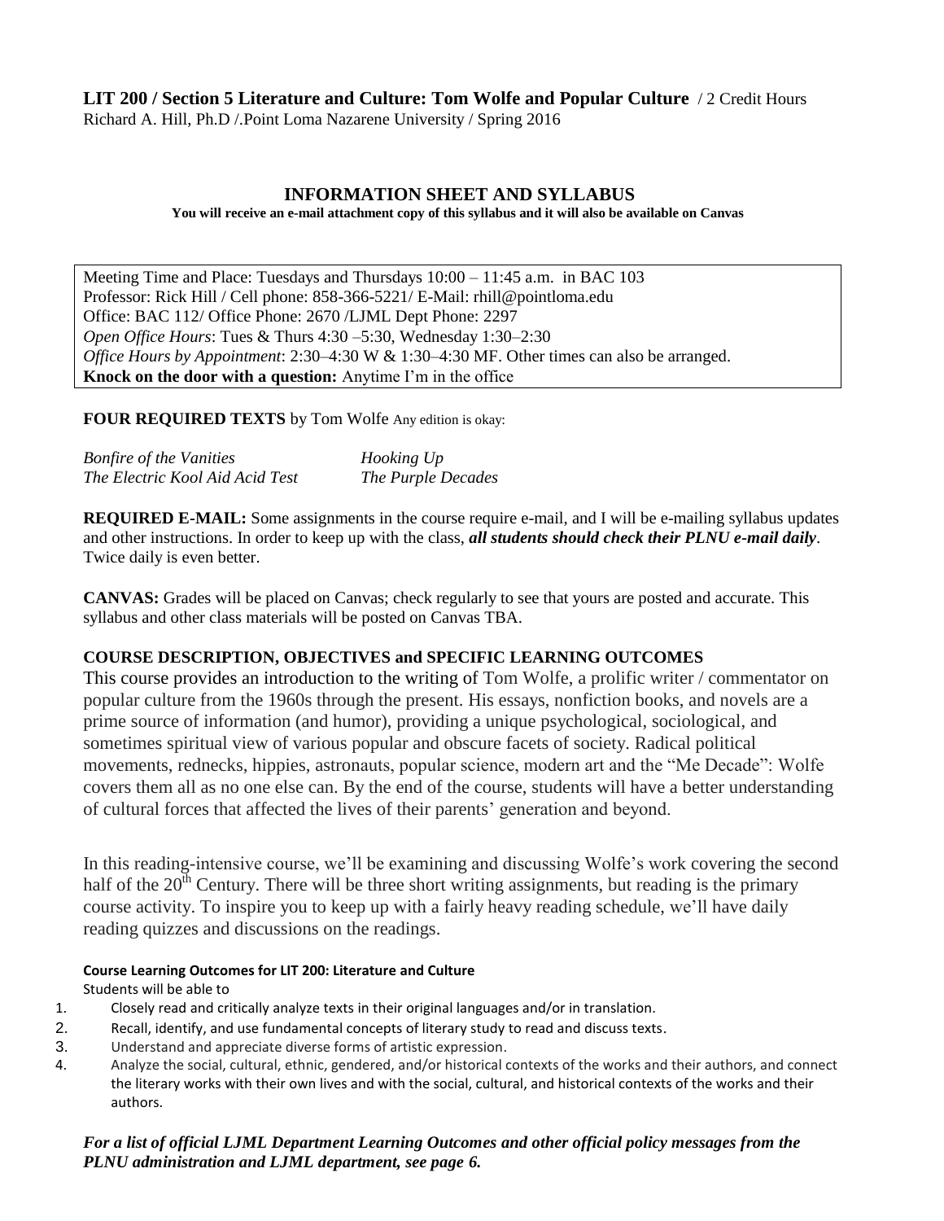**LIT 200 / Section 5 Literature and Culture: Tom Wolfe and Popular Culture** / 2 Credit Hours
Richard A. Hill, Ph.D /.Point Loma Nazarene University / Spring 2016

## INFORMATION SHEET AND SYLLABUS

**You will receive an e-mail attachment copy of this syllabus and it will also be available on Canvas**

Meeting Time and Place: Tuesdays and Thursdays 10:00 – 11:45 a.m. in BAC 103
Professor: Rick Hill / Cell phone: 858-366-5221/ E-Mail: rhill@pointloma.edu
Office: BAC 112/ Office Phone: 2670 /LJML Dept Phone: 2297
*Open Office Hours*: Tues & Thurs 4:30 –5:30, Wednesday 1:30–2:30
*Office Hours by Appointment*: 2:30–4:30 W & 1:30–4:30 MF. Other times can also be arranged.
**Knock on the door with a question:** Anytime I'm in the office

**FOUR REQUIRED TEXTS** by Tom Wolfe Any edition is okay:

*Bonfire of the Vanities*
*The Electric Kool Aid Acid Test*
*Hooking Up*
*The Purple Decades*

**REQUIRED E-MAIL:** Some assignments in the course require e-mail, and I will be e-mailing syllabus updates and other instructions. In order to keep up with the class, ***all students should check their PLNU e-mail daily***. Twice daily is even better.

**CANVAS:** Grades will be placed on Canvas; check regularly to see that yours are posted and accurate. This syllabus and other class materials will be posted on Canvas TBA.

**COURSE DESCRIPTION, OBJECTIVES and SPECIFIC LEARNING OUTCOMES**

This course provides an introduction to the writing of Tom Wolfe, a prolific writer / commentator on popular culture from the 1960s through the present. His essays, nonfiction books, and novels are a prime source of information (and humor), providing a unique psychological, sociological, and sometimes spiritual view of various popular and obscure facets of society. Radical political movements, rednecks, hippies, astronauts, popular science, modern art and the "Me Decade": Wolfe covers them all as no one else can. By the end of the course, students will have a better understanding of cultural forces that affected the lives of their parents' generation and beyond.

In this reading-intensive course, we'll be examining and discussing Wolfe's work covering the second half of the 20th Century. There will be three short writing assignments, but reading is the primary course activity. To inspire you to keep up with a fairly heavy reading schedule, we'll have daily reading quizzes and discussions on the readings.

**Course Learning Outcomes for LIT 200: Literature and Culture**

Students will be able to

1. Closely read and critically analyze texts in their original languages and/or in translation.
2. Recall, identify, and use fundamental concepts of literary study to read and discuss texts.
3. Understand and appreciate diverse forms of artistic expression.
4. Analyze the social, cultural, ethnic, gendered, and/or historical contexts of the works and their authors, and connect the literary works with their own lives and with the social, cultural, and historical contexts of the works and their authors.

***For a list of official LJML Department Learning Outcomes and other official policy messages from the PLNU administration and LJML department, see page 6.***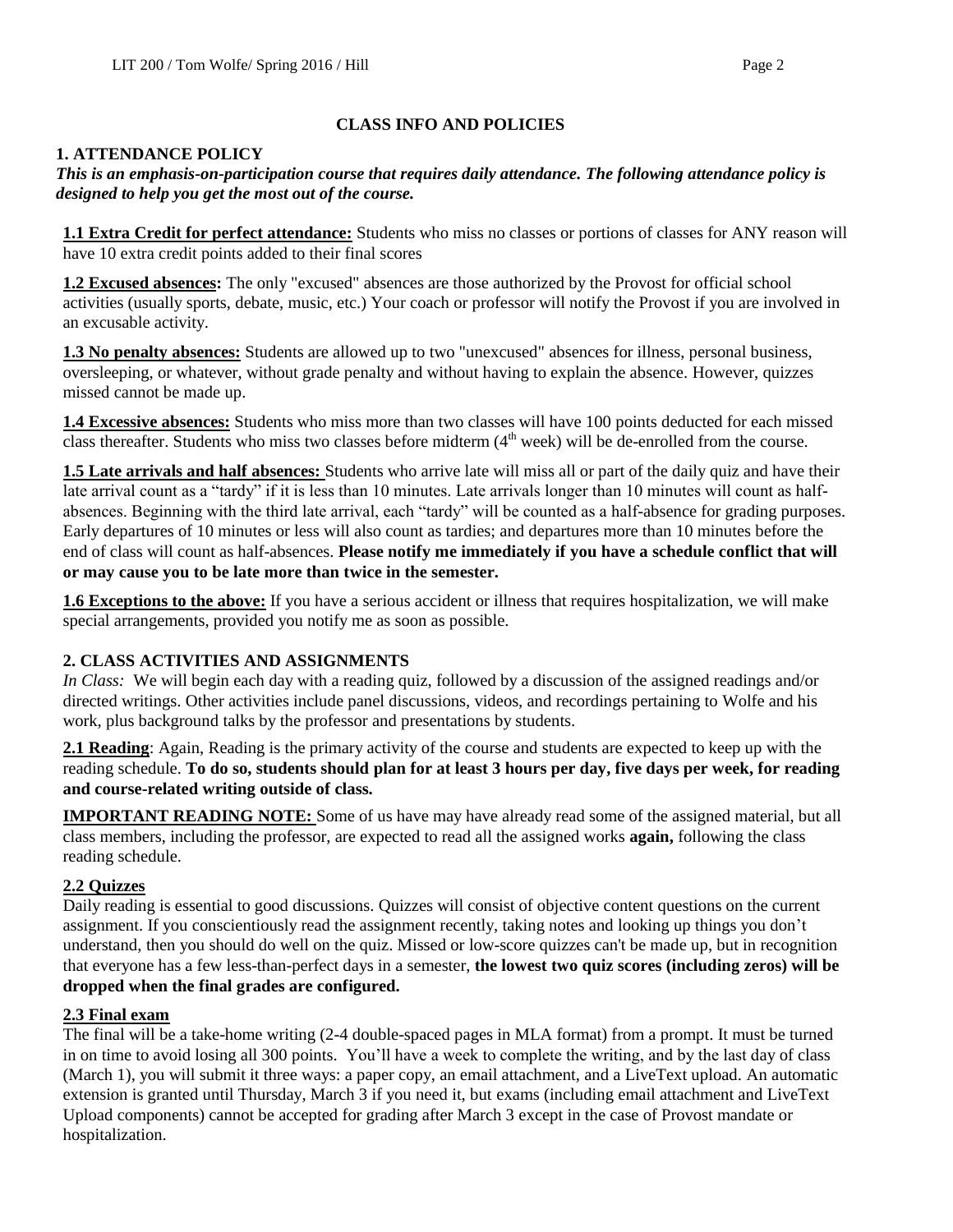## CLASS INFO AND POLICIES

### 1. ATTENDANCE POLICY

***This is an emphasis-on-participation course that requires daily attendance. The following attendance policy is designed to help you get the most out of the course.***

**1.1 Extra Credit for perfect attendance:** Students who miss no classes or portions of classes for ANY reason will have 10 extra credit points added to their final scores

**1.2 Excused absences:** The only "excused" absences are those authorized by the Provost for official school activities (usually sports, debate, music, etc.) Your coach or professor will notify the Provost if you are involved in an excusable activity.

**1.3 No penalty absences:** Students are allowed up to two "unexcused" absences for illness, personal business, oversleeping, or whatever, without grade penalty and without having to explain the absence. However, quizzes missed cannot be made up.

**1.4 Excessive absences:** Students who miss more than two classes will have 100 points deducted for each missed class thereafter. Students who miss two classes before midterm (4th week) will be de-enrolled from the course.

**1.5 Late arrivals and half absences:** Students who arrive late will miss all or part of the daily quiz and have their late arrival count as a "tardy" if it is less than 10 minutes. Late arrivals longer than 10 minutes will count as half-absences. Beginning with the third late arrival, each "tardy" will be counted as a half-absence for grading purposes. Early departures of 10 minutes or less will also count as tardies; and departures more than 10 minutes before the end of class will count as half-absences. **Please notify me immediately if you have a schedule conflict that will or may cause you to be late more than twice in the semester.**

**1.6 Exceptions to the above:** If you have a serious accident or illness that requires hospitalization, we will make special arrangements, provided you notify me as soon as possible.

### 2. CLASS ACTIVITIES AND ASSIGNMENTS

*In Class:* We will begin each day with a reading quiz, followed by a discussion of the assigned readings and/or directed writings. Other activities include panel discussions, videos, and recordings pertaining to Wolfe and his work, plus background talks by the professor and presentations by students.

**2.1 Reading**: Again, Reading is the primary activity of the course and students are expected to keep up with the reading schedule. **To do so, students should plan for at least 3 hours per day, five days per week, for reading and course-related writing outside of class.**

**IMPORTANT READING NOTE:** Some of us have may have already read some of the assigned material, but all class members, including the professor, are expected to read all the assigned works **again,** following the class reading schedule.

**2.2 Quizzes**

Daily reading is essential to good discussions. Quizzes will consist of objective content questions on the current assignment. If you conscientiously read the assignment recently, taking notes and looking up things you don't understand, then you should do well on the quiz. Missed or low-score quizzes can't be made up, but in recognition that everyone has a few less-than-perfect days in a semester, **the lowest two quiz scores (including zeros) will be dropped when the final grades are configured.**

**2.3 Final exam**

The final will be a take-home writing (2-4 double-spaced pages in MLA format) from a prompt. It must be turned in on time to avoid losing all 300 points. You'll have a week to complete the writing, and by the last day of class (March 1), you will submit it three ways: a paper copy, an email attachment, and a LiveText upload. An automatic extension is granted until Thursday, March 3 if you need it, but exams (including email attachment and LiveText Upload components) cannot be accepted for grading after March 3 except in the case of Provost mandate or hospitalization.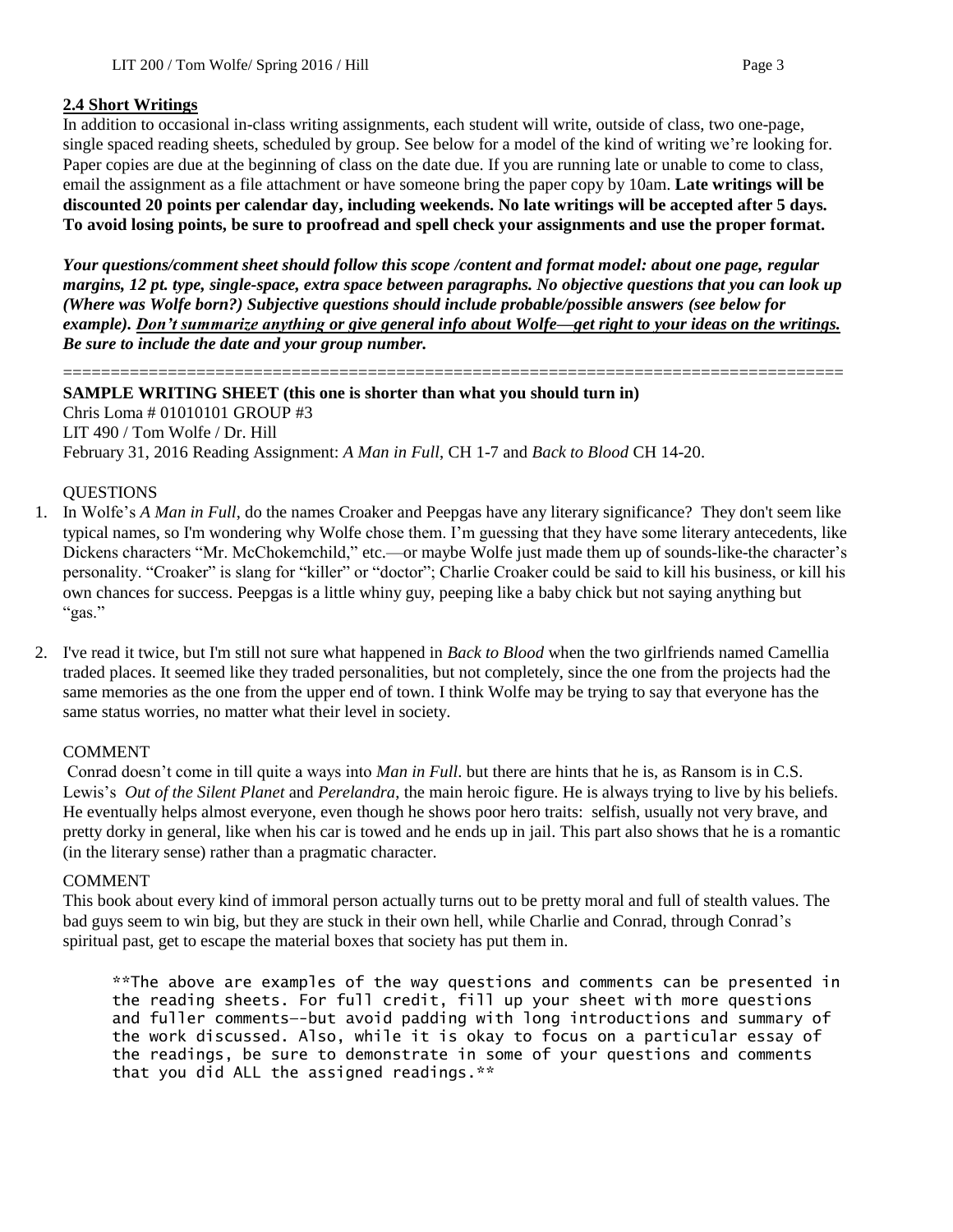### 2.4 Short Writings

In addition to occasional in-class writing assignments, each student will write, outside of class, two one-page, single spaced reading sheets, scheduled by group. See below for a model of the kind of writing we're looking for. Paper copies are due at the beginning of class on the date due. If you are running late or unable to come to class, email the assignment as a file attachment or have someone bring the paper copy by 10am. **Late writings will be discounted 20 points per calendar day, including weekends. No late writings will be accepted after 5 days. To avoid losing points, be sure to proofread and spell check your assignments and use the proper format.**

***Your questions/comment sheet should follow this scope /content and format model: about one page, regular margins, 12 pt. type, single-space, extra space between paragraphs. No objective questions that you can look up (Where was Wolfe born?) Subjective questions should include probable/possible answers (see below for example). <u>Don't summarize anything or give general info about Wolfe—get right to your ideas on the writings.</u> Be sure to include the date and your group number.***

==================================================================================

**SAMPLE WRITING SHEET (this one is shorter than what you should turn in)**
Chris Loma # 01010101 GROUP #3
LIT 490 / Tom Wolfe / Dr. Hill
February 31, 2016 Reading Assignment: *A Man in Full*, CH 1-7 and *Back to Blood* CH 14-20.

QUESTIONS

1. In Wolfe's *A Man in Full*, do the names Croaker and Peepgas have any literary significance? They don't seem like typical names, so I'm wondering why Wolfe chose them. I'm guessing that they have some literary antecedents, like Dickens characters "Mr. McChokemchild," etc.—or maybe Wolfe just made them up of sounds-like-the character's personality. "Croaker" is slang for "killer" or "doctor"; Charlie Croaker could be said to kill his business, or kill his own chances for success. Peepgas is a little whiny guy, peeping like a baby chick but not saying anything but "gas."

2. I've read it twice, but I'm still not sure what happened in *Back to Blood* when the two girlfriends named Camellia traded places. It seemed like they traded personalities, but not completely, since the one from the projects had the same memories as the one from the upper end of town. I think Wolfe may be trying to say that everyone has the same status worries, no matter what their level in society.

COMMENT

Conrad doesn't come in till quite a ways into *Man in Full*. but there are hints that he is, as Ransom is in C.S. Lewis's *Out of the Silent Planet* and *Perelandra*, the main heroic figure. He is always trying to live by his beliefs. He eventually helps almost everyone, even though he shows poor hero traits: selfish, usually not very brave, and pretty dorky in general, like when his car is towed and he ends up in jail. This part also shows that he is a romantic (in the literary sense) rather than a pragmatic character.

COMMENT

This book about every kind of immoral person actually turns out to be pretty moral and full of stealth values. The bad guys seem to win big, but they are stuck in their own hell, while Charlie and Conrad, through Conrad's spiritual past, get to escape the material boxes that society has put them in.

> \*\*The above are examples of the way questions and comments can be presented in the reading sheets. For full credit, fill up your sheet with more questions and fuller comments—but avoid padding with long introductions and summary of the work discussed. Also, while it is okay to focus on a particular essay of the readings, be sure to demonstrate in some of your questions and comments that you did ALL the assigned readings.\*\*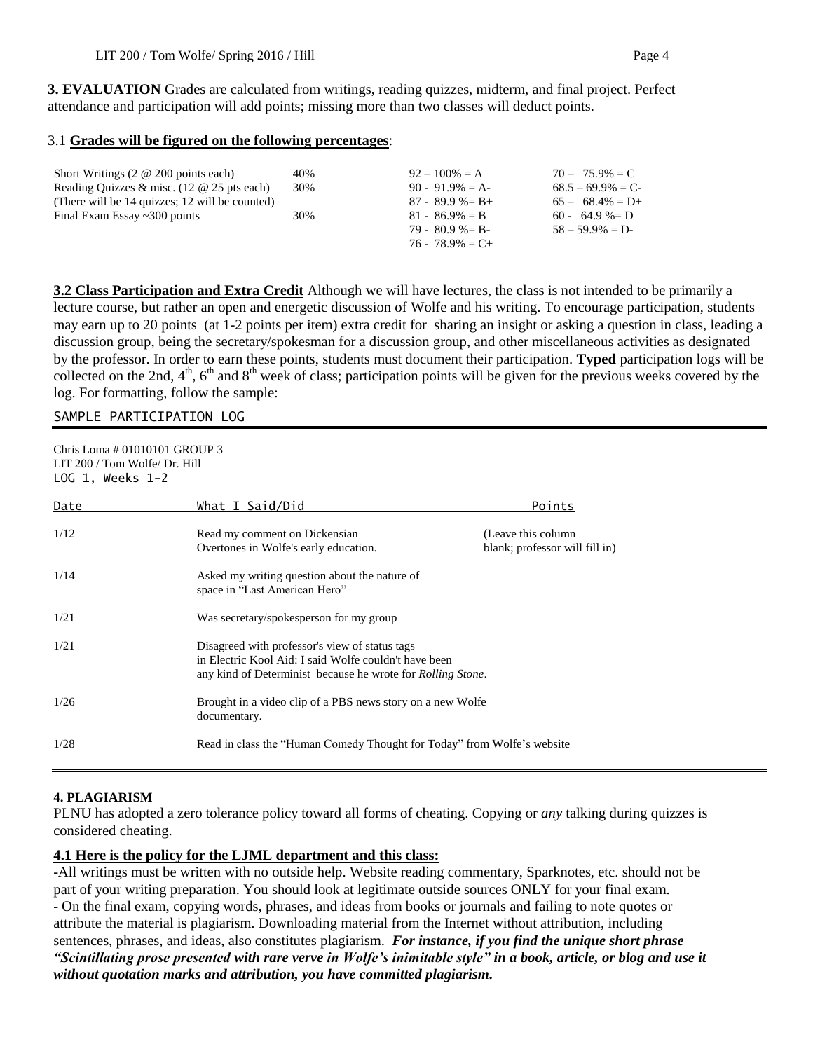**3. EVALUATION** Grades are calculated from writings, reading quizzes, midterm, and final project. Perfect attendance and participation will add points; missing more than two classes will deduct points.

3.1 **Grades will be figured on the following percentages**:

| | | | |
|---|---|---|---|
| Short Writings (2 @ 200 points each) | 40% | 92 – 100% = A | 70 – 75.9% = C |
| Reading Quizzes & misc. (12 @ 25 pts each) | 30% | 90 - 91.9% = A- | 68.5 – 69.9% = C- |
| (There will be 14 quizzes; 12 will be counted) | | 87 - 89.9 %= B+ | 65 – 68.4% = D+ |
| Final Exam Essay ~300 points | 30% | 81 - 86.9% = B | 60 - 64.9 %= D |
| | | 79 - 80.9 %= B- | 58 – 59.9% = D- |
| | | 76 - 78.9% = C+ | |

**3.2 Class Participation and Extra Credit** Although we will have lectures, the class is not intended to be primarily a lecture course, but rather an open and energetic discussion of Wolfe and his writing. To encourage participation, students may earn up to 20 points (at 1-2 points per item) extra credit for sharing an insight or asking a question in class, leading a discussion group, being the secretary/spokesman for a discussion group, and other miscellaneous activities as designated by the professor. In order to earn these points, students must document their participation. **Typed** participation logs will be collected on the 2nd, 4th, 6th and 8th week of class; participation points will be given for the previous weeks covered by the log. For formatting, follow the sample:

SAMPLE PARTICIPATION LOG

Chris Loma # 01010101 GROUP 3
LIT 200 / Tom Wolfe/ Dr. Hill
LOG 1, Weeks 1-2

| Date | What I Said/Did | Points |
|---|---|---|
| 1/12 | Read my comment on Dickensian Overtones in Wolfe's early education. | (Leave this column blank; professor will fill in) |
| 1/14 | Asked my writing question about the nature of space in "Last American Hero" | |
| 1/21 | Was secretary/spokesperson for my group | |
| 1/21 | Disagreed with professor's view of status tags in Electric Kool Aid: I said Wolfe couldn't have been any kind of Determinist because he wrote for *Rolling Stone*. | |
| 1/26 | Brought in a video clip of a PBS news story on a new Wolfe documentary. | |
| 1/28 | Read in class the "Human Comedy Thought for Today" from Wolfe's website | |

**4. PLAGIARISM**

PLNU has adopted a zero tolerance policy toward all forms of cheating. Copying or *any* talking during quizzes is considered cheating.

**4.1 Here is the policy for the LJML department and this class:**

-All writings must be written with no outside help. Website reading commentary, Sparknotes, etc. should not be part of your writing preparation. You should look at legitimate outside sources ONLY for your final exam.
- On the final exam, copying words, phrases, and ideas from books or journals and failing to note quotes or attribute the material is plagiarism. Downloading material from the Internet without attribution, including sentences, phrases, and ideas, also constitutes plagiarism. ***For instance, if you find the unique short phrase "Scintillating prose presented with rare verve in Wolfe's inimitable style" in a book, article, or blog and use it without quotation marks and attribution, you have committed plagiarism.***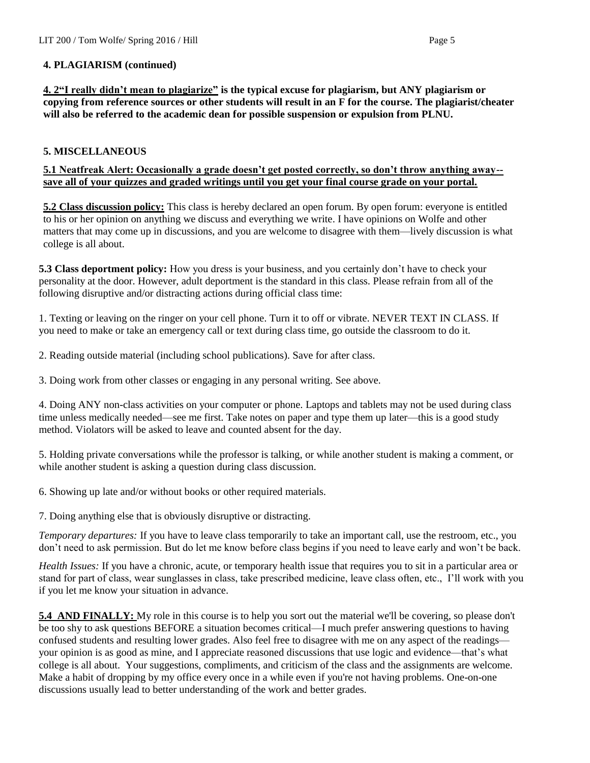**4. PLAGIARISM (continued)**

**<u>4. 2"I really didn't mean to plagiarize"</u> is the typical excuse for plagiarism, but ANY plagiarism or copying from reference sources or other students will result in an F for the course. The plagiarist/cheater will also be referred to the academic dean for possible suspension or expulsion from PLNU.**

**5. MISCELLANEOUS**

**<u>5.1 Neatfreak Alert: Occasionally a grade doesn't get posted correctly, so don't throw anything away--save all of your quizzes and graded writings until you get your final course grade on your portal.</u>**

**<u>5.2 Class discussion policy:</u>** This class is hereby declared an open forum. By open forum: everyone is entitled to his or her opinion on anything we discuss and everything we write. I have opinions on Wolfe and other matters that may come up in discussions, and you are welcome to disagree with them—lively discussion is what college is all about.

**5.3 Class deportment policy:** How you dress is your business, and you certainly don't have to check your personality at the door. However, adult deportment is the standard in this class. Please refrain from all of the following disruptive and/or distracting actions during official class time:

1. Texting or leaving on the ringer on your cell phone. Turn it to off or vibrate. NEVER TEXT IN CLASS. If you need to make or take an emergency call or text during class time, go outside the classroom to do it.

2. Reading outside material (including school publications). Save for after class.

3. Doing work from other classes or engaging in any personal writing. See above.

4. Doing ANY non-class activities on your computer or phone. Laptops and tablets may not be used during class time unless medically needed—see me first. Take notes on paper and type them up later—this is a good study method. Violators will be asked to leave and counted absent for the day.

5. Holding private conversations while the professor is talking, or while another student is making a comment, or while another student is asking a question during class discussion.

6. Showing up late and/or without books or other required materials.

7. Doing anything else that is obviously disruptive or distracting.

*Temporary departures:* If you have to leave class temporarily to take an important call, use the restroom, etc., you don't need to ask permission. But do let me know before class begins if you need to leave early and won't be back.

*Health Issues:* If you have a chronic, acute, or temporary health issue that requires you to sit in a particular area or stand for part of class, wear sunglasses in class, take prescribed medicine, leave class often, etc., I'll work with you if you let me know your situation in advance.

**<u>5.4 AND FINALLY:</u>** My role in this course is to help you sort out the material we'll be covering, so please don't be too shy to ask questions BEFORE a situation becomes critical—I much prefer answering questions to having confused students and resulting lower grades. Also feel free to disagree with me on any aspect of the readings—your opinion is as good as mine, and I appreciate reasoned discussions that use logic and evidence—that's what college is all about. Your suggestions, compliments, and criticism of the class and the assignments are welcome. Make a habit of dropping by my office every once in a while even if you're not having problems. One-on-one discussions usually lead to better understanding of the work and better grades.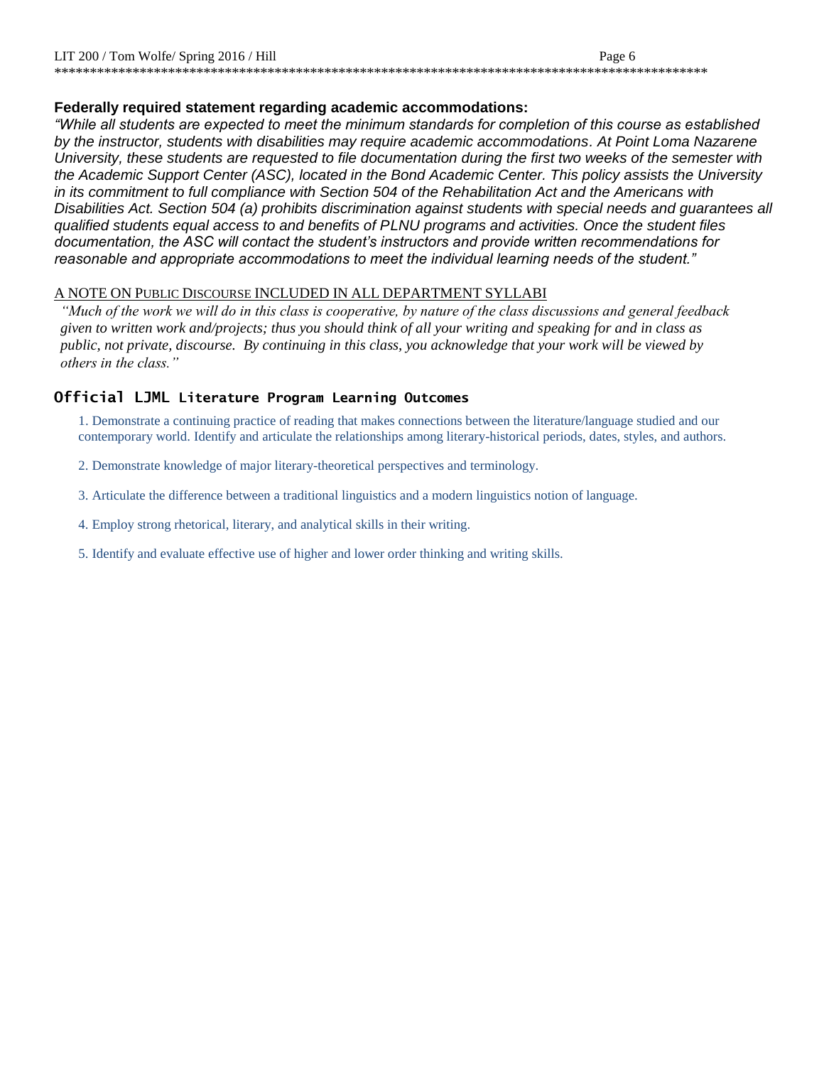### Federally required statement regarding academic accommodations:

*"While all students are expected to meet the minimum standards for completion of this course as established by the instructor, students with disabilities may require academic accommodations. At Point Loma Nazarene University, these students are requested to file documentation during the first two weeks of the semester with the Academic Support Center (ASC), located in the Bond Academic Center. This policy assists the University in its commitment to full compliance with Section 504 of the Rehabilitation Act and the Americans with Disabilities Act. Section 504 (a) prohibits discrimination against students with special needs and guarantees all qualified students equal access to and benefits of PLNU programs and activities. Once the student files documentation, the ASC will contact the student's instructors and provide written recommendations for reasonable and appropriate accommodations to meet the individual learning needs of the student."*

A NOTE ON PUBLIC DISCOURSE INCLUDED IN ALL DEPARTMENT SYLLABI

*"Much of the work we will do in this class is cooperative, by nature of the class discussions and general feedback given to written work and/projects; thus you should think of all your writing and speaking for and in class as public, not private, discourse. By continuing in this class, you acknowledge that your work will be viewed by others in the class."*

### Official LJML Literature Program Learning Outcomes

1. Demonstrate a continuing practice of reading that makes connections between the literature/language studied and our contemporary world. Identify and articulate the relationships among literary-historical periods, dates, styles, and authors.

2. Demonstrate knowledge of major literary-theoretical perspectives and terminology.

3. Articulate the difference between a traditional linguistics and a modern linguistics notion of language.

4. Employ strong rhetorical, literary, and analytical skills in their writing.

5. Identify and evaluate effective use of higher and lower order thinking and writing skills.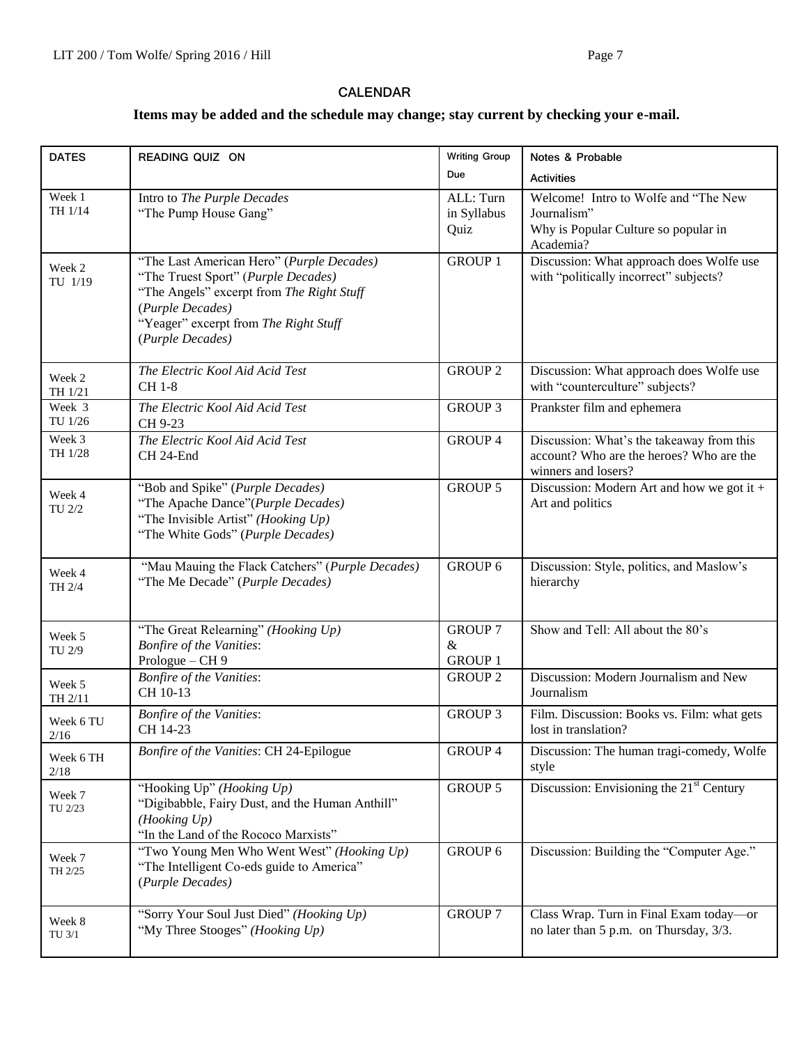## CALENDAR

**Items may be added and the schedule may change; stay current by checking your e-mail.**

| DATES | READING QUIZ ON | Writing Group Due | Notes & Probable Activities |
|---|---|---|---|
| Week 1 TH 1/14 | Intro to *The Purple Decades*<br>"The Pump House Gang" | ALL: Turn in Syllabus Quiz | Welcome! Intro to Wolfe and "The New Journalism"<br>Why is Popular Culture so popular in Academia? |
| Week 2 TU 1/19 | "The Last American Hero" (*Purple Decades)*<br>"The Truest Sport" (*Purple Decades)*<br>"The Angels" excerpt from *The Right Stuff* (*Purple Decades)*<br>"Yeager" excerpt from *The Right Stuff* (*Purple Decades)* | GROUP 1 | Discussion: What approach does Wolfe use with "politically incorrect" subjects? |
| Week 2 TH 1/21 | *The Electric Kool Aid Acid Test*<br>CH 1-8 | GROUP 2 | Discussion: What approach does Wolfe use with "counterculture" subjects? |
| Week 3 TU 1/26 | *The Electric Kool Aid Acid Test*<br>CH 9-23 | GROUP 3 | Prankster film and ephemera |
| Week 3 TH 1/28 | *The Electric Kool Aid Acid Test*<br>CH 24-End | GROUP 4 | Discussion: What's the takeaway from this account? Who are the heroes? Who are the winners and losers? |
| Week 4 TU 2/2 | "Bob and Spike" (*Purple Decades)*<br>"The Apache Dance"(*Purple Decades)*<br>"The Invisible Artist" *(Hooking Up)*<br>"The White Gods" (*Purple Decades)* | GROUP 5 | Discussion: Modern Art and how we got it + Art and politics |
| Week 4 TH 2/4 | "Mau Mauing the Flack Catchers" (*Purple Decades)*<br>"The Me Decade" (*Purple Decades)* | GROUP 6 | Discussion: Style, politics, and Maslow's hierarchy |
| Week 5 TU 2/9 | "The Great Relearning" *(Hooking Up)*<br>*Bonfire of the Vanities*:<br>Prologue – CH 9 | GROUP 7 &<br>GROUP 1 | Show and Tell: All about the 80's |
| Week 5 TH 2/11 | *Bonfire of the Vanities*:<br>CH 10-13 | GROUP 2 | Discussion: Modern Journalism and New Journalism |
| Week 6 TU 2/16 | *Bonfire of the Vanities*:<br>CH 14-23 | GROUP 3 | Film. Discussion: Books vs. Film: what gets lost in translation? |
| Week 6 TH 2/18 | *Bonfire of the Vanities*: CH 24-Epilogue | GROUP 4 | Discussion: The human tragi-comedy, Wolfe style |
| Week 7 TU 2/23 | "Hooking Up" *(Hooking Up)*<br>"Digibabble, Fairy Dust, and the Human Anthill" *(Hooking Up)*<br>"In the Land of the Rococo Marxists" | GROUP 5 | Discussion: Envisioning the 21st Century |
| Week 7 TH 2/25 | "Two Young Men Who Went West" *(Hooking Up)*<br>"The Intelligent Co-eds guide to America" (*Purple Decades)* | GROUP 6 | Discussion: Building the "Computer Age." |
| Week 8 TU 3/1 | "Sorry Your Soul Just Died" *(Hooking Up)*<br>"My Three Stooges" *(Hooking Up)* | GROUP 7 | Class Wrap. Turn in Final Exam today—or no later than 5 p.m. on Thursday, 3/3. |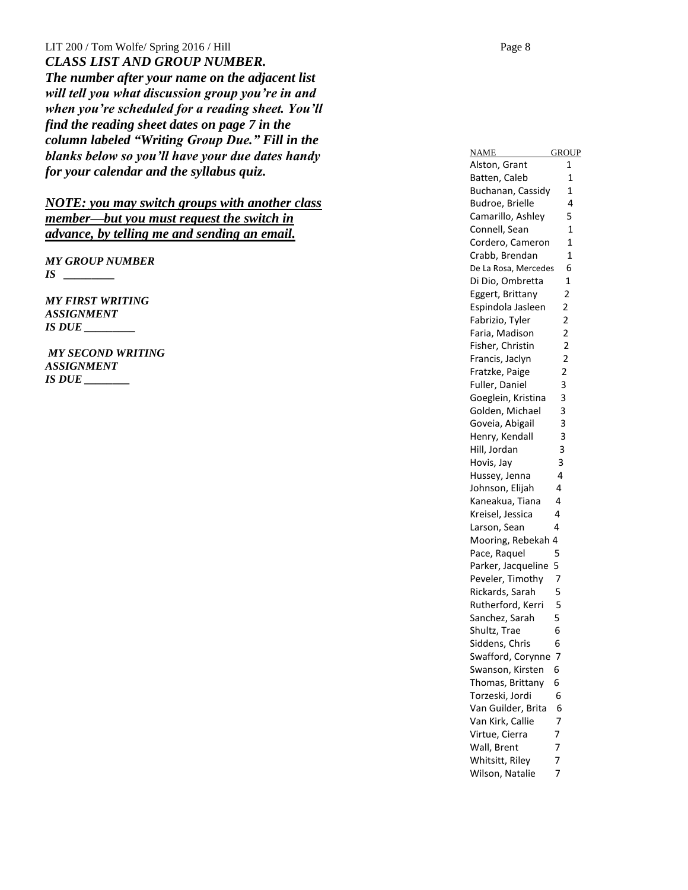***CLASS LIST AND GROUP NUMBER.***

***The number after your name on the adjacent list will tell you what discussion group you're in and when you're scheduled for a reading sheet. You'll find the reading sheet dates on page 7 in the column labeled "Writing Group Due." Fill in the blanks below so you'll have your due dates handy for your calendar and the syllabus quiz.***

***<u>NOTE: you may switch groups with another class member—but you must request the switch in advance, by telling me and sending an email.</u>***

***MY GROUP NUMBER IS _________***

***MY FIRST WRITING ASSIGNMENT IS DUE _________***

***MY SECOND WRITING ASSIGNMENT IS DUE ________***

| NAME | GROUP |
|---|---|
| Alston, Grant | 1 |
| Batten, Caleb | 1 |
| Buchanan, Cassidy | 1 |
| Budroe, Brielle | 4 |
| Camarillo, Ashley | 5 |
| Connell, Sean | 1 |
| Cordero, Cameron | 1 |
| Crabb, Brendan | 1 |
| De La Rosa, Mercedes | 6 |
| Di Dio, Ombretta | 1 |
| Eggert, Brittany | 2 |
| Espindola Jasleen | 2 |
| Fabrizio, Tyler | 2 |
| Faria, Madison | 2 |
| Fisher, Christin | 2 |
| Francis, Jaclyn | 2 |
| Fratzke, Paige | 2 |
| Fuller, Daniel | 3 |
| Goeglein, Kristina | 3 |
| Golden, Michael | 3 |
| Goveia, Abigail | 3 |
| Henry, Kendall | 3 |
| Hill, Jordan | 3 |
| Hovis, Jay | 3 |
| Hussey, Jenna | 4 |
| Johnson, Elijah | 4 |
| Kaneakua, Tiana | 4 |
| Kreisel, Jessica | 4 |
| Larson, Sean | 4 |
| Mooring, Rebekah | 4 |
| Pace, Raquel | 5 |
| Parker, Jacqueline | 5 |
| Peveler, Timothy | 7 |
| Rickards, Sarah | 5 |
| Rutherford, Kerri | 5 |
| Sanchez, Sarah | 5 |
| Shultz, Trae | 6 |
| Siddens, Chris | 6 |
| Swafford, Corynne | 7 |
| Swanson, Kirsten | 6 |
| Thomas, Brittany | 6 |
| Torzeski, Jordi | 6 |
| Van Guilder, Brita | 6 |
| Van Kirk, Callie | 7 |
| Virtue, Cierra | 7 |
| Wall, Brent | 7 |
| Whitsitt, Riley | 7 |
| Wilson, Natalie | 7 |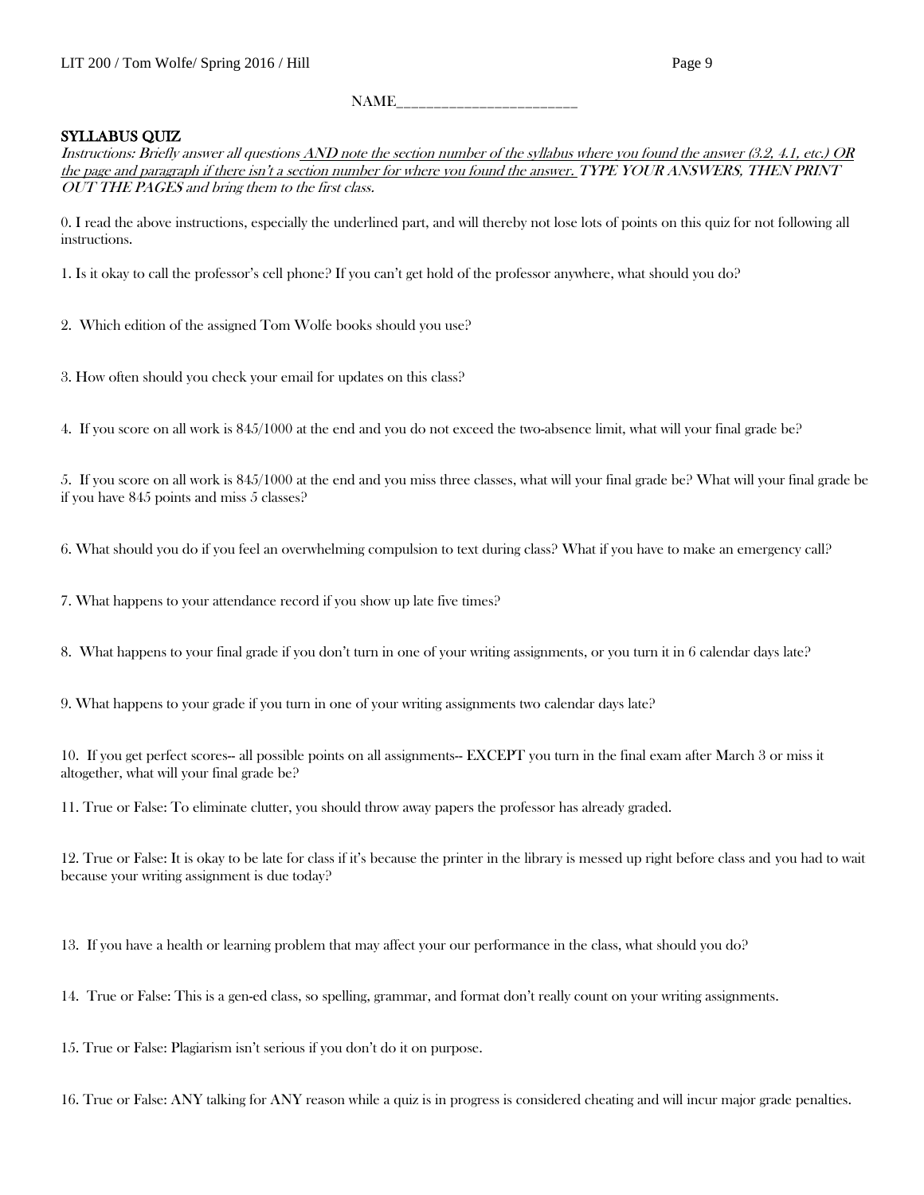NAME________________________

## SYLLABUS QUIZ

*Instructions: Briefly answer all questions AND note the section number of the syllabus where you found the answer (3.2, 4.1, etc.) OR the page and paragraph if there isn't a section number for where you found the answer. TYPE YOUR ANSWERS, THEN PRINT OUT THE PAGES and bring them to the first class.*

0. I read the above instructions, especially the underlined part, and will thereby not lose lots of points on this quiz for not following all instructions.

1. Is it okay to call the professor's cell phone? If you can't get hold of the professor anywhere, what should you do?

2. Which edition of the assigned Tom Wolfe books should you use?

3. How often should you check your email for updates on this class?

4. If you score on all work is 845/1000 at the end and you do not exceed the two-absence limit, what will your final grade be?

5. If you score on all work is 845/1000 at the end and you miss three classes, what will your final grade be? What will your final grade be if you have 845 points and miss 5 classes?

6. What should you do if you feel an overwhelming compulsion to text during class? What if you have to make an emergency call?

7. What happens to your attendance record if you show up late five times?

8. What happens to your final grade if you don't turn in one of your writing assignments, or you turn it in 6 calendar days late?

9. What happens to your grade if you turn in one of your writing assignments two calendar days late?

10. If you get perfect scores-- all possible points on all assignments-- **EXCEPT** you turn in the final exam after March 3 or miss it altogether, what will your final grade be?

11. True or False: To eliminate clutter, you should throw away papers the professor has already graded.

12. True or False: It is okay to be late for class if it's because the printer in the library is messed up right before class and you had to wait because your writing assignment is due today?

13. If you have a health or learning problem that may affect your our performance in the class, what should you do?

14. True or False: This is a gen-ed class, so spelling, grammar, and format don't really count on your writing assignments.

15. True or False: Plagiarism isn't serious if you don't do it on purpose.

16. True or False: ANY talking for ANY reason while a quiz is in progress is considered cheating and will incur major grade penalties.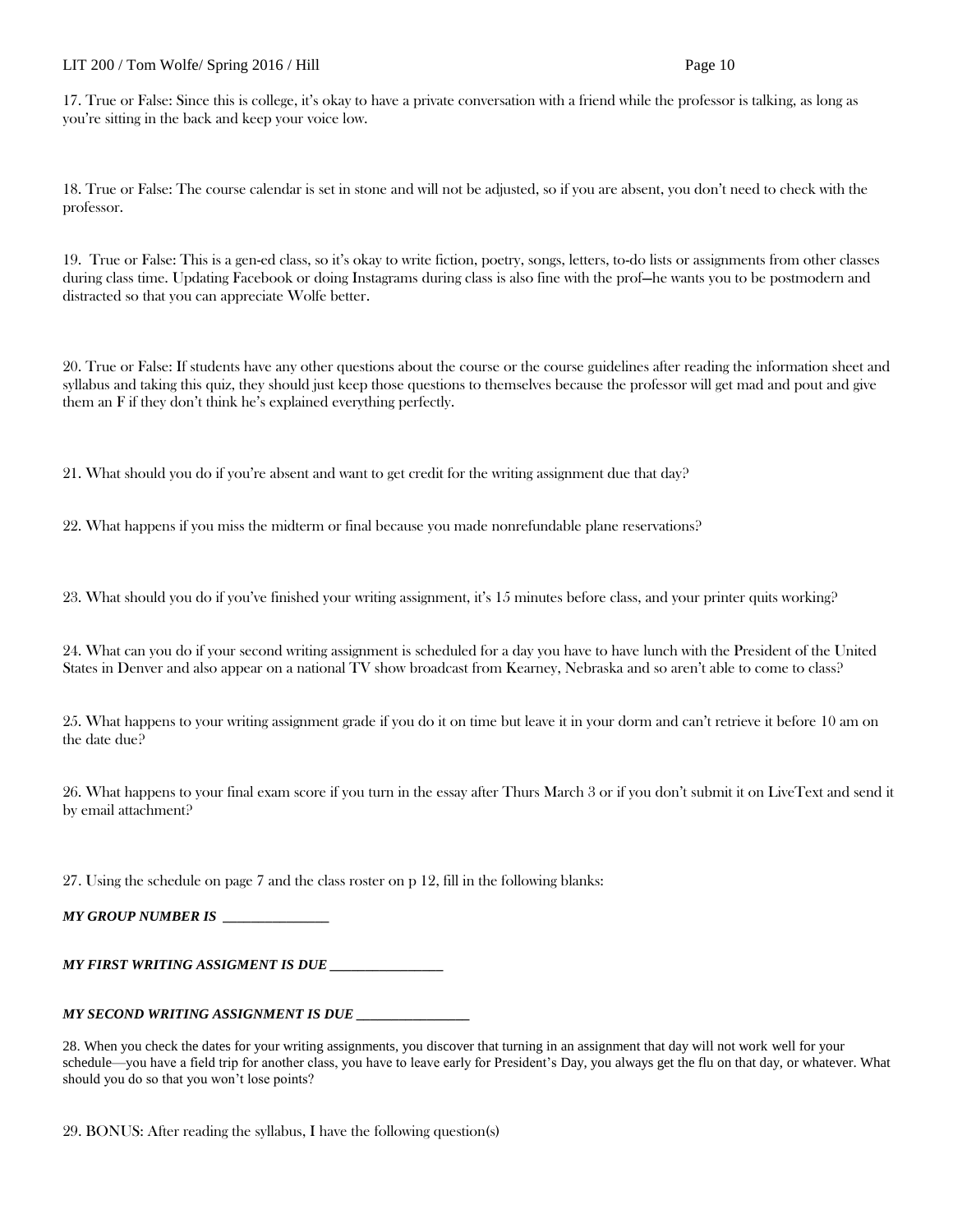17. True or False: Since this is college, it's okay to have a private conversation with a friend while the professor is talking, as long as you're sitting in the back and keep your voice low.

18. True or False: The course calendar is set in stone and will not be adjusted, so if you are absent, you don't need to check with the professor.

19. True or False: This is a gen-ed class, so it's okay to write fiction, poetry, songs, letters, to-do lists or assignments from other classes during class time. Updating Facebook or doing Instagrams during class is also fine with the prof—he wants you to be postmodern and distracted so that you can appreciate Wolfe better.

20. True or False: If students have any other questions about the course or the course guidelines after reading the information sheet and syllabus and taking this quiz, they should just keep those questions to themselves because the professor will get mad and pout and give them an F if they don't think he's explained everything perfectly.

21. What should you do if you're absent and want to get credit for the writing assignment due that day?

22. What happens if you miss the midterm or final because you made nonrefundable plane reservations?

23. What should you do if you've finished your writing assignment, it's 15 minutes before class, and your printer quits working?

24. What can you do if your second writing assignment is scheduled for a day you have to have lunch with the President of the United States in Denver and also appear on a national TV show broadcast from Kearney, Nebraska and so aren't able to come to class?

25. What happens to your writing assignment grade if you do it on time but leave it in your dorm and can't retrieve it before 10 am on the date due?

26. What happens to your final exam score if you turn in the essay after Thurs March 3 or if you don't submit it on LiveText and send it by email attachment?

27. Using the schedule on page 7 and the class roster on p 12, fill in the following blanks:

***MY GROUP NUMBER IS \_\_\_\_\_\_\_\_\_\_\_\_\_\_\_***

***MY FIRST WRITING ASSIGMENT IS DUE \_\_\_\_\_\_\_\_\_\_\_\_\_\_\_\_***

***MY SECOND WRITING ASSIGNMENT IS DUE \_\_\_\_\_\_\_\_\_\_\_\_\_\_\_\_***

28. When you check the dates for your writing assignments, you discover that turning in an assignment that day will not work well for your schedule—you have a field trip for another class, you have to leave early for President's Day, you always get the flu on that day, or whatever. What should you do so that you won't lose points?

29. BONUS: After reading the syllabus, I have the following question(s)